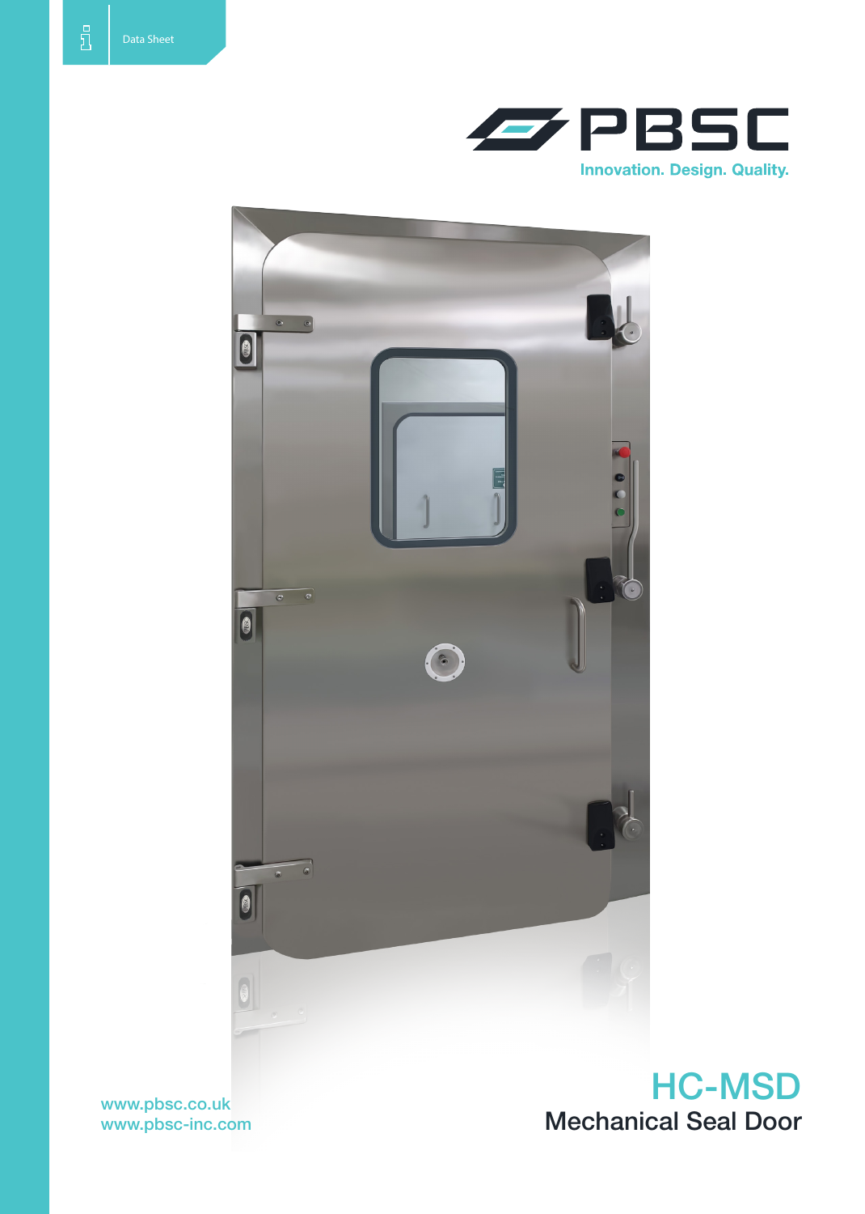Data Sheet

PBSC

Innovation. Design. Quality.

# HC-MSD

## Mechanical Seal Door

www.pbsc.co.uk
www.pbsc-inc.com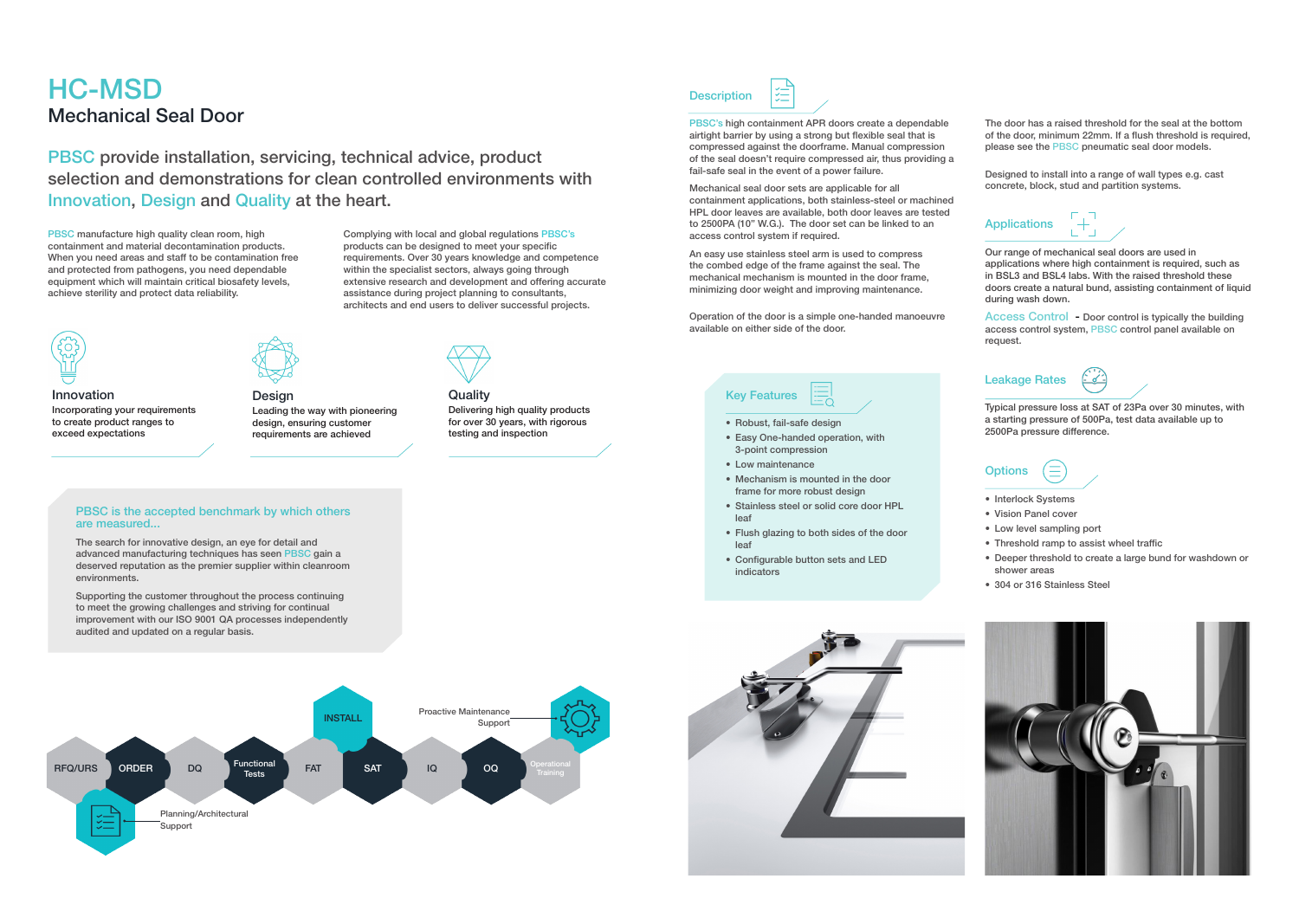# HC-MSD

## Mechanical Seal Door

PBSC provide installation, servicing, technical advice, product selection and demonstrations for clean controlled environments with Innovation, Design and Quality at the heart.

PBSC manufacture high quality clean room, high containment and material decontamination products. When you need areas and staff to be contamination free and protected from pathogens, you need dependable equipment which will maintain critical biosafety levels, achieve sterility and protect data reliability.

Complying with local and global regulations PBSC's products can be designed to meet your specific requirements. Over 30 years knowledge and competence within the specialist sectors, always going through extensive research and development and offering accurate assistance during project planning to consultants, architects and end users to deliver successful projects.

### Innovation

Incorporating your requirements to create product ranges to exceed expectations

### Design

Leading the way with pioneering design, ensuring customer requirements are achieved

### Quality

Delivering high quality products for over 30 years, with rigorous testing and inspection

### PBSC is the accepted benchmark by which others are measured...

The search for innovative design, an eye for detail and advanced manufacturing techniques has seen PBSC gain a deserved reputation as the premier supplier within cleanroom environments.

Supporting the customer throughout the process continuing to meet the growing challenges and striving for continual improvement with our ISO 9001 QA processes independently audited and updated on a regular basis.

RFQ/URS → ORDER → DQ → Functional Tests → FAT → SAT → IQ → OQ → Operational Training

INSTALL

Proactive Maintenance Support

Planning/Architectural Support

## Description

PBSC's high containment APR doors create a dependable airtight barrier by using a strong but flexible seal that is compressed against the doorframe. Manual compression of the seal doesn't require compressed air, thus providing a fail-safe seal in the event of a power failure.

Mechanical seal door sets are applicable for all containment applications, both stainless-steel or machined HPL door leaves are available, both door leaves are tested to 2500PA (10" W.G.). The door set can be linked to an access control system if required.

An easy use stainless steel arm is used to compress the combed edge of the frame against the seal. The mechanical mechanism is mounted in the door frame, minimizing door weight and improving maintenance.

Operation of the door is a simple one-handed manoeuvre available on either side of the door.

The door has a raised threshold for the seal at the bottom of the door, minimum 22mm. If a flush threshold is required, please see the PBSC pneumatic seal door models.

Designed to install into a range of wall types e.g. cast concrete, block, stud and partition systems.

## Key Features

- Robust, fail-safe design
- Easy One-handed operation, with 3-point compression
- Low maintenance
- Mechanism is mounted in the door frame for more robust design
- Stainless steel or solid core door HPL leaf
- Flush glazing to both sides of the door leaf
- Configurable button sets and LED indicators

## Applications

Our range of mechanical seal doors are used in applications where high containment is required, such as in BSL3 and BSL4 labs. With the raised threshold these doors create a natural bund, assisting containment of liquid during wash down.

Access Control - Door control is typically the building access control system, PBSC control panel available on request.

## Leakage Rates

Typical pressure loss at SAT of 23Pa over 30 minutes, with a starting pressure of 500Pa, test data available up to 2500Pa pressure difference.

## Options

- Interlock Systems
- Vision Panel cover
- Low level sampling port
- Threshold ramp to assist wheel traffic
- Deeper threshold to create a large bund for washdown or shower areas
- 304 or 316 Stainless Steel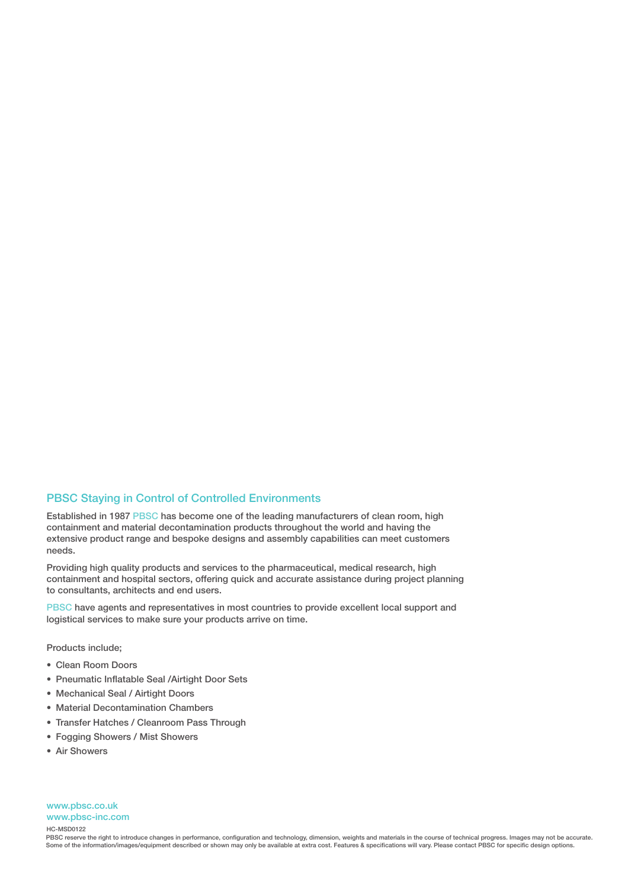## PBSC Staying in Control of Controlled Environments

Established in 1987 PBSC has become one of the leading manufacturers of clean room, high containment and material decontamination products throughout the world and having the extensive product range and bespoke designs and assembly capabilities can meet customers needs.

Providing high quality products and services to the pharmaceutical, medical research, high containment and hospital sectors, offering quick and accurate assistance during project planning to consultants, architects and end users.

PBSC have agents and representatives in most countries to provide excellent local support and logistical services to make sure your products arrive on time.

Products include;

- Clean Room Doors
- Pneumatic Inflatable Seal /Airtight Door Sets
- Mechanical Seal / Airtight Doors
- Material Decontamination Chambers
- Transfer Hatches / Cleanroom Pass Through
- Fogging Showers / Mist Showers
- Air Showers

www.pbsc.co.uk
www.pbsc-inc.com

HC-MSD0122

PBSC reserve the right to introduce changes in performance, configuration and technology, dimension, weights and materials in the course of technical progress. Images may not be accurate. Some of the information/images/equipment described or shown may only be available at extra cost. Features & specifications will vary. Please contact PBSC for specific design options.